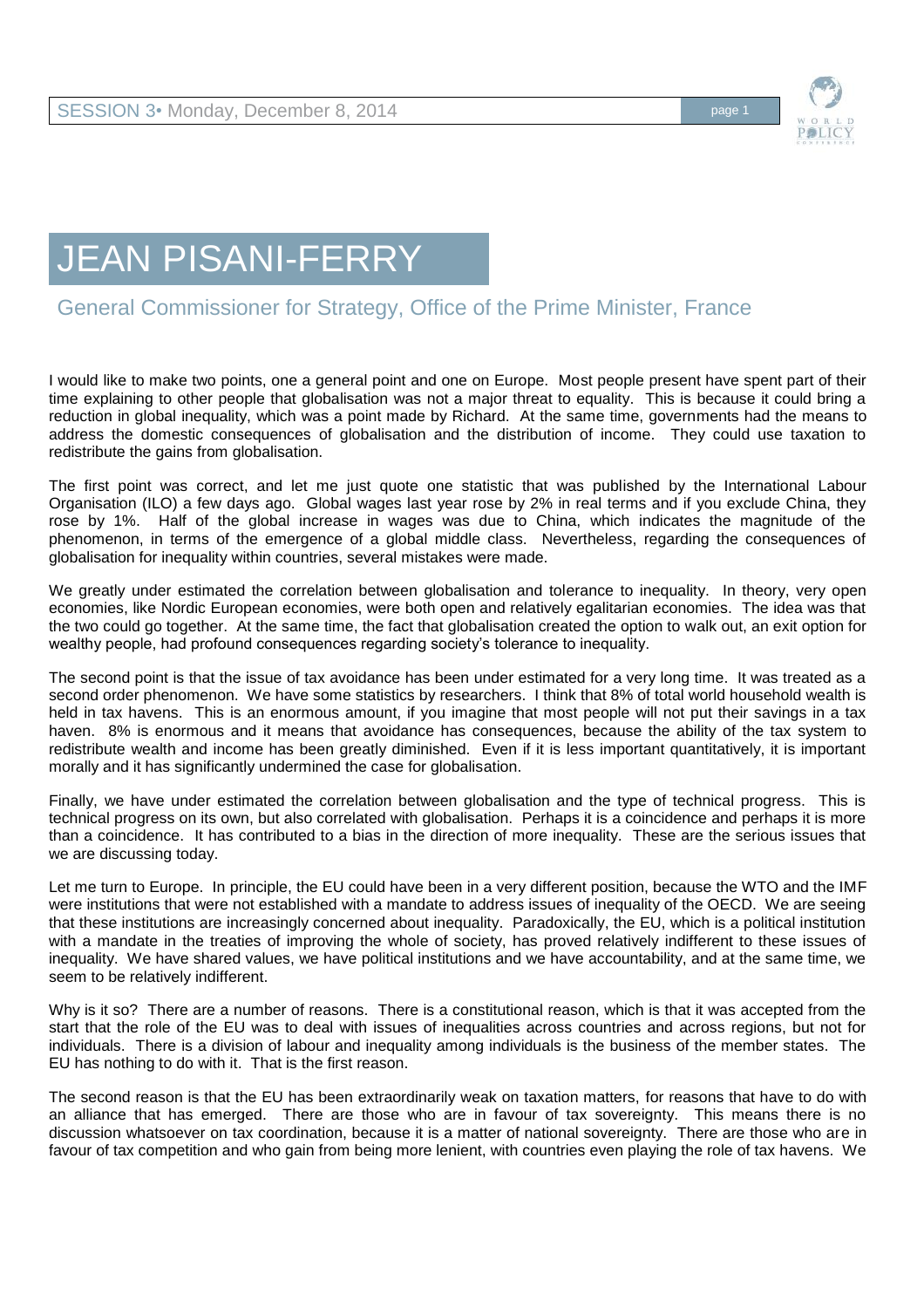# JEAN PISANI-FERRY

## General Commissioner for Strategy, Office of the Prime Minister, France

I would like to make two points, one a general point and one on Europe. Most people present have spent part of their time explaining to other people that globalisation was not a major threat to equality. This is because it could bring a reduction in global inequality, which was a point made by Richard. At the same time, governments had the means to address the domestic consequences of globalisation and the distribution of income. They could use taxation to redistribute the gains from globalisation.

The first point was correct, and let me just quote one statistic that was published by the International Labour Organisation (ILO) a few days ago. Global wages last year rose by 2% in real terms and if you exclude China, they rose by 1%. Half of the global increase in wages was due to China, which indicates the magnitude of the phenomenon, in terms of the emergence of a global middle class. Nevertheless, regarding the consequences of globalisation for inequality within countries, several mistakes were made.

We greatly under estimated the correlation between globalisation and tolerance to inequality. In theory, very open economies, like Nordic European economies, were both open and relatively egalitarian economies. The idea was that the two could go together. At the same time, the fact that globalisation created the option to walk out, an exit option for wealthy people, had profound consequences regarding society's tolerance to inequality.

The second point is that the issue of tax avoidance has been under estimated for a very long time. It was treated as a second order phenomenon. We have some statistics by researchers. I think that 8% of total world household wealth is held in tax havens. This is an enormous amount, if you imagine that most people will not put their savings in a tax haven. 8% is enormous and it means that avoidance has consequences, because the ability of the tax system to redistribute wealth and income has been greatly diminished. Even if it is less important quantitatively, it is important morally and it has significantly undermined the case for globalisation.

Finally, we have under estimated the correlation between globalisation and the type of technical progress. This is technical progress on its own, but also correlated with globalisation. Perhaps it is a coincidence and perhaps it is more than a coincidence. It has contributed to a bias in the direction of more inequality. These are the serious issues that we are discussing today.

Let me turn to Europe. In principle, the EU could have been in a very different position, because the WTO and the IMF were institutions that were not established with a mandate to address issues of inequality of the OECD. We are seeing that these institutions are increasingly concerned about inequality. Paradoxically, the EU, which is a political institution with a mandate in the treaties of improving the whole of society, has proved relatively indifferent to these issues of inequality. We have shared values, we have political institutions and we have accountability, and at the same time, we seem to be relatively indifferent.

Why is it so? There are a number of reasons. There is a constitutional reason, which is that it was accepted from the start that the role of the EU was to deal with issues of inequalities across countries and across regions, but not for individuals. There is a division of labour and inequality among individuals is the business of the member states. The EU has nothing to do with it. That is the first reason.

The second reason is that the EU has been extraordinarily weak on taxation matters, for reasons that have to do with an alliance that has emerged. There are those who are in favour of tax sovereignty. This means there is no discussion whatsoever on tax coordination, because it is a matter of national sovereignty. There are those who are in favour of tax competition and who gain from being more lenient, with countries even playing the role of tax havens. We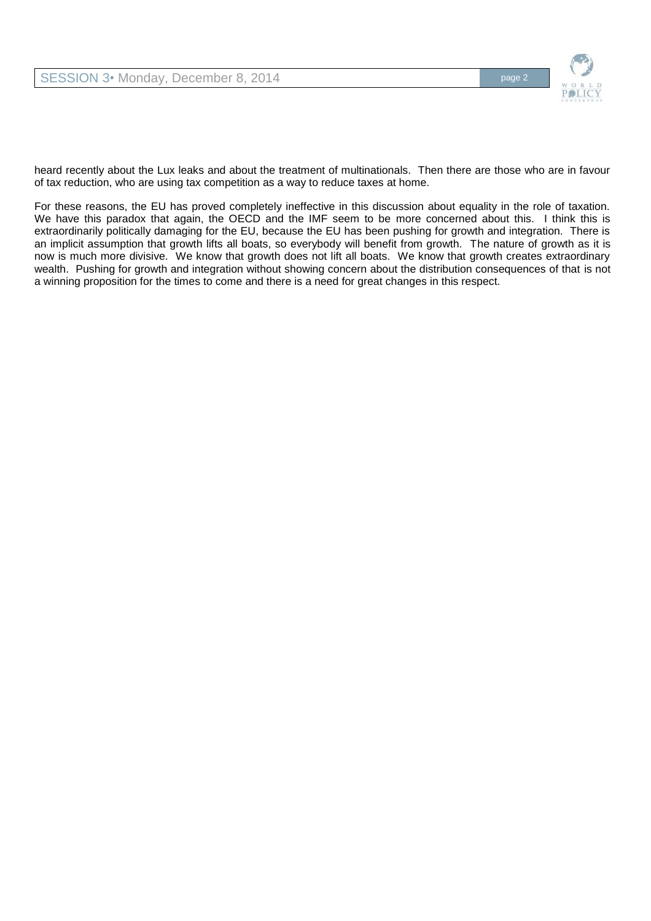heard recently about the Lux leaks and about the treatment of multinationals. Then there are those who are in favour of tax reduction, who are using tax competition as a way to reduce taxes at home.

For these reasons, the EU has proved completely ineffective in this discussion about equality in the role of taxation. We have this paradox that again, the OECD and the IMF seem to be more concerned about this. I think this is extraordinarily politically damaging for the EU, because the EU has been pushing for growth and integration. There is an implicit assumption that growth lifts all boats, so everybody will benefit from growth. The nature of growth as it is now is much more divisive. We know that growth does not lift all boats. We know that growth creates extraordinary wealth. Pushing for growth and integration without showing concern about the distribution consequences of that is not a winning proposition for the times to come and there is a need for great changes in this respect.